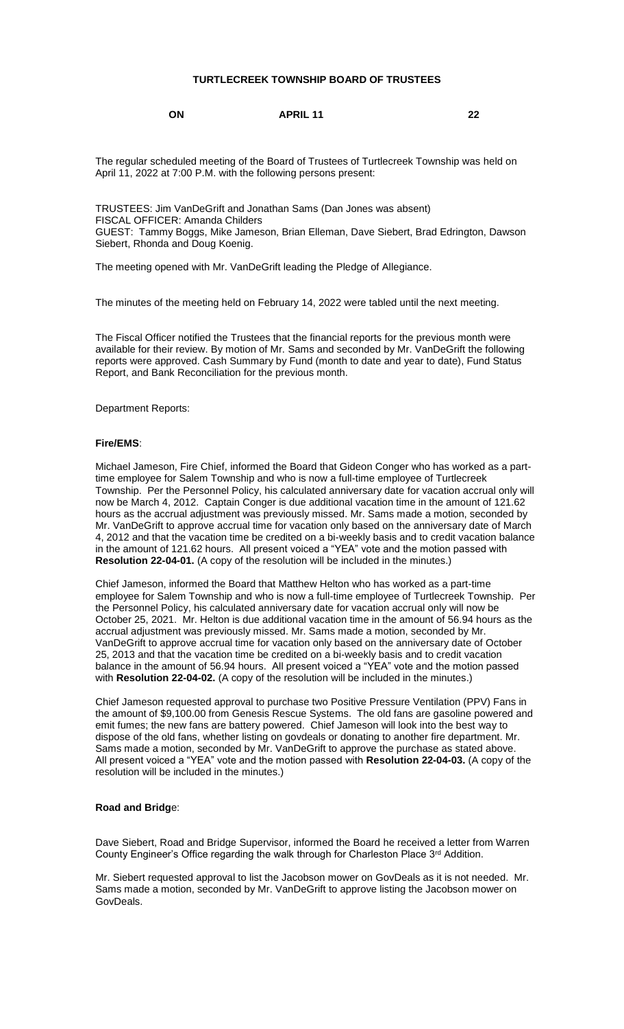**TURTLECREEK TOWNSHIP BOARD OF TRUSTEES**

**ON** **APRIL 11** **22**

The regular scheduled meeting of the Board of Trustees of Turtlecreek Township was held on April 11, 2022 at 7:00 P.M. with the following persons present:

TRUSTEES: Jim VanDeGrift and Jonathan Sams (Dan Jones was absent)
FISCAL OFFICER: Amanda Childers
GUEST: Tammy Boggs, Mike Jameson, Brian Elleman, Dave Siebert, Brad Edrington, Dawson Siebert, Rhonda and Doug Koenig.

The meeting opened with Mr. VanDeGrift leading the Pledge of Allegiance.

The minutes of the meeting held on February 14, 2022 were tabled until the next meeting.

The Fiscal Officer notified the Trustees that the financial reports for the previous month were available for their review. By motion of Mr. Sams and seconded by Mr. VanDeGrift the following reports were approved. Cash Summary by Fund (month to date and year to date), Fund Status Report, and Bank Reconciliation for the previous month.

Department Reports:

**Fire/EMS**:

Michael Jameson, Fire Chief, informed the Board that Gideon Conger who has worked as a part-time employee for Salem Township and who is now a full-time employee of Turtlecreek Township. Per the Personnel Policy, his calculated anniversary date for vacation accrual only will now be March 4, 2012. Captain Conger is due additional vacation time in the amount of 121.62 hours as the accrual adjustment was previously missed. Mr. Sams made a motion, seconded by Mr. VanDeGrift to approve accrual time for vacation only based on the anniversary date of March 4, 2012 and that the vacation time be credited on a bi-weekly basis and to credit vacation balance in the amount of 121.62 hours. All present voiced a "YEA" vote and the motion passed with **Resolution 22-04-01.** (A copy of the resolution will be included in the minutes.)

Chief Jameson, informed the Board that Matthew Helton who has worked as a part-time employee for Salem Township and who is now a full-time employee of Turtlecreek Township. Per the Personnel Policy, his calculated anniversary date for vacation accrual only will now be October 25, 2021. Mr. Helton is due additional vacation time in the amount of 56.94 hours as the accrual adjustment was previously missed. Mr. Sams made a motion, seconded by Mr. VanDeGrift to approve accrual time for vacation only based on the anniversary date of October 25, 2013 and that the vacation time be credited on a bi-weekly basis and to credit vacation balance in the amount of 56.94 hours. All present voiced a "YEA" vote and the motion passed with **Resolution 22-04-02.** (A copy of the resolution will be included in the minutes.)

Chief Jameson requested approval to purchase two Positive Pressure Ventilation (PPV) Fans in the amount of $9,100.00 from Genesis Rescue Systems. The old fans are gasoline powered and emit fumes; the new fans are battery powered. Chief Jameson will look into the best way to dispose of the old fans, whether listing on govdeals or donating to another fire department. Mr. Sams made a motion, seconded by Mr. VanDeGrift to approve the purchase as stated above. All present voiced a "YEA" vote and the motion passed with **Resolution 22-04-03.** (A copy of the resolution will be included in the minutes.)

**Road and Bridg**e:

Dave Siebert, Road and Bridge Supervisor, informed the Board he received a letter from Warren County Engineer's Office regarding the walk through for Charleston Place 3rd Addition.

Mr. Siebert requested approval to list the Jacobson mower on GovDeals as it is not needed. Mr. Sams made a motion, seconded by Mr. VanDeGrift to approve listing the Jacobson mower on GovDeals.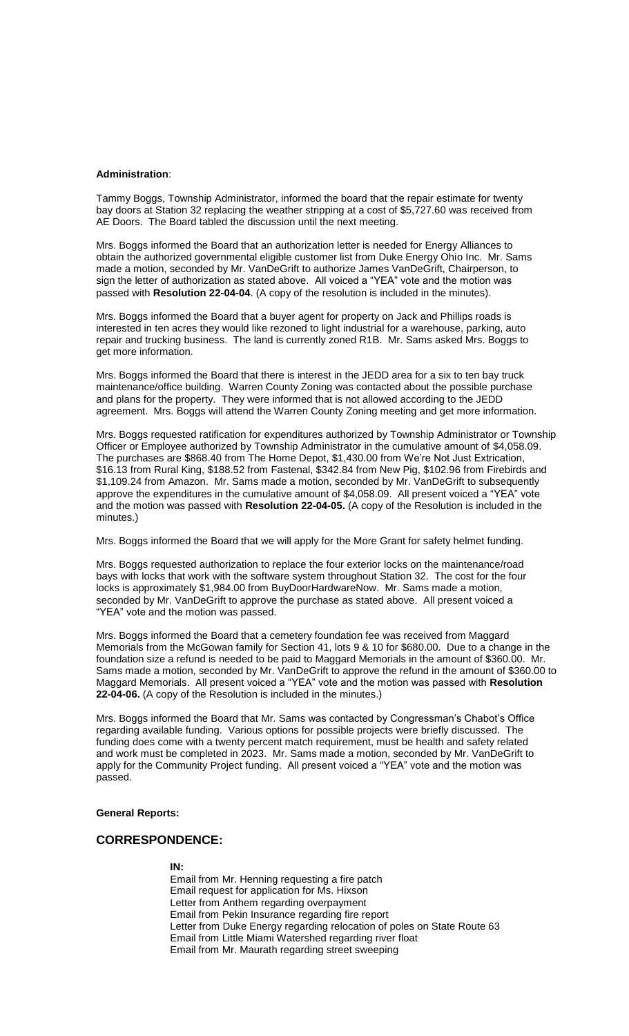**Administration**:

Tammy Boggs, Township Administrator, informed the board that the repair estimate for twenty bay doors at Station 32 replacing the weather stripping at a cost of $5,727.60 was received from AE Doors. The Board tabled the discussion until the next meeting.

Mrs. Boggs informed the Board that an authorization letter is needed for Energy Alliances to obtain the authorized governmental eligible customer list from Duke Energy Ohio Inc. Mr. Sams made a motion, seconded by Mr. VanDeGrift to authorize James VanDeGrift, Chairperson, to sign the letter of authorization as stated above. All voiced a "YEA" vote and the motion was passed with **Resolution 22-04-04**. (A copy of the resolution is included in the minutes).

Mrs. Boggs informed the Board that a buyer agent for property on Jack and Phillips roads is interested in ten acres they would like rezoned to light industrial for a warehouse, parking, auto repair and trucking business. The land is currently zoned R1B. Mr. Sams asked Mrs. Boggs to get more information.

Mrs. Boggs informed the Board that there is interest in the JEDD area for a six to ten bay truck maintenance/office building. Warren County Zoning was contacted about the possible purchase and plans for the property. They were informed that is not allowed according to the JEDD agreement. Mrs. Boggs will attend the Warren County Zoning meeting and get more information.

Mrs. Boggs requested ratification for expenditures authorized by Township Administrator or Township Officer or Employee authorized by Township Administrator in the cumulative amount of $4,058.09. The purchases are $868.40 from The Home Depot, $1,430.00 from We're Not Just Extrication, $16.13 from Rural King, $188.52 from Fastenal, $342.84 from New Pig, $102.96 from Firebirds and $1,109.24 from Amazon. Mr. Sams made a motion, seconded by Mr. VanDeGrift to subsequently approve the expenditures in the cumulative amount of $4,058.09. All present voiced a "YEA" vote and the motion was passed with **Resolution 22-04-05.** (A copy of the Resolution is included in the minutes.)

Mrs. Boggs informed the Board that we will apply for the More Grant for safety helmet funding.

Mrs. Boggs requested authorization to replace the four exterior locks on the maintenance/road bays with locks that work with the software system throughout Station 32. The cost for the four locks is approximately $1,984.00 from BuyDoorHardwareNow. Mr. Sams made a motion, seconded by Mr. VanDeGrift to approve the purchase as stated above. All present voiced a "YEA" vote and the motion was passed.

Mrs. Boggs informed the Board that a cemetery foundation fee was received from Maggard Memorials from the McGowan family for Section 41, lots 9 & 10 for $680.00. Due to a change in the foundation size a refund is needed to be paid to Maggard Memorials in the amount of $360.00. Mr. Sams made a motion, seconded by Mr. VanDeGrift to approve the refund in the amount of $360.00 to Maggard Memorials. All present voiced a "YEA" vote and the motion was passed with **Resolution 22-04-06.** (A copy of the Resolution is included in the minutes.)

Mrs. Boggs informed the Board that Mr. Sams was contacted by Congressman's Chabot's Office regarding available funding. Various options for possible projects were briefly discussed. The funding does come with a twenty percent match requirement, must be health and safety related and work must be completed in 2023. Mr. Sams made a motion, seconded by Mr. VanDeGrift to apply for the Community Project funding. All present voiced a "YEA" vote and the motion was passed.

**General Reports:**

## CORRESPONDENCE:

**IN:**

Email from Mr. Henning requesting a fire patch
Email request for application for Ms. Hixson
Letter from Anthem regarding overpayment
Email from Pekin Insurance regarding fire report
Letter from Duke Energy regarding relocation of poles on State Route 63
Email from Little Miami Watershed regarding river float
Email from Mr. Maurath regarding street sweeping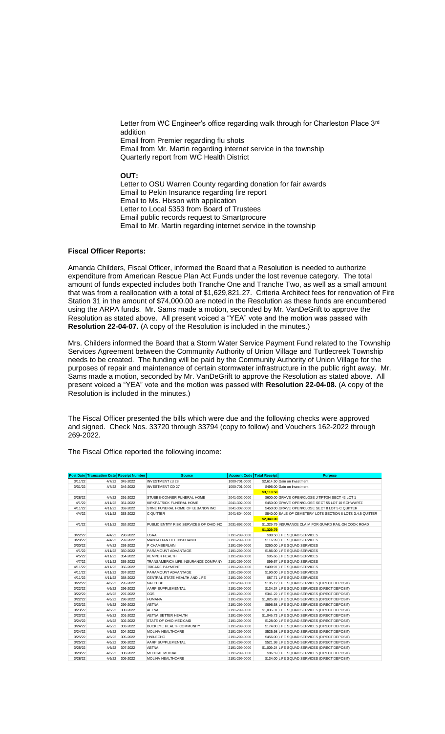Letter from WC Engineer's office regarding walk through for Charleston Place 3rd addition
Email from Premier regarding flu shots
Email from Mr. Martin regarding internet service in the township
Quarterly report from WC Health District

**OUT:**

Letter to OSU Warren County regarding donation for fair awards
Email to Pekin Insurance regarding fire report
Email to Ms. Hixson with application
Letter to Local 5353 from Board of Trustees
Email public records request to Smartprocure
Email to Mr. Martin regarding internet service in the township

**Fiscal Officer Reports:**

Amanda Childers, Fiscal Officer, informed the Board that a Resolution is needed to authorize expenditure from American Rescue Plan Act Funds under the lost revenue category. The total amount of funds expected includes both Tranche One and Tranche Two, as well as a small amount that was from a reallocation with a total of $1,629,821.27. Criteria Architect fees for renovation of Fire Station 31 in the amount of $74,000.00 are noted in the Resolution as these funds are encumbered using the ARPA funds. Mr. Sams made a motion, seconded by Mr. VanDeGrift to approve the Resolution as stated above. All present voiced a "YEA" vote and the motion was passed with **Resolution 22-04-07.** (A copy of the Resolution is included in the minutes.)

Mrs. Childers informed the Board that a Storm Water Service Payment Fund related to the Township Services Agreement between the Community Authority of Union Village and Turtlecreek Township needs to be created. The funding will be paid by the Community Authority of Union Village for the purposes of repair and maintenance of certain stormwater infrastructure in the public right away. Mr. Sams made a motion, seconded by Mr. VanDeGrift to approve the Resolution as stated above. All present voiced a "YEA" vote and the motion was passed with **Resolution 22-04-08.** (A copy of the Resolution is included in the minutes.)

The Fiscal Officer presented the bills which were due and the following checks were approved and signed. Check Nos. 33720 through 33794 (copy to follow) and Vouchers 162-2022 through 269-2022.

The Fiscal Office reported the following income:

| Post Date | Transaction Date | Receipt Number | Source | Account Code | Total Receipt | Purpose |
|---|---|---|---|---|---|---|
| 3/11/22 | 4/7/22 | 345-2022 | INVESTMENT cd 28 | 1000-701-0000 | $2,614.50 | Gain on Investment |
| 3/31/22 | 4/7/22 | 346-2022 | INVESTMENT CD 27 | 1000-701-0000 | $496.00 | Gain on Investment |
| | | | | | **$3,110.50** | |
| 3/28/22 | 4/4/22 | 291-2022 | STUBBS-CONNER FUNERAL HOME | 2041-302-0000 | $600.00 | GRAVE OPEN/CLOSE J TIPTON SECT 42 LOT 1 |
| 4/1/22 | 4/11/22 | 351-2022 | KIRKPATRICK FUNERAL HOME | 2041-302-0000 | $450.00 | GRAVE OPEN/CLOSE SECT 55 LOT 10 SCHWARTZ |
| 4/11/22 | 4/11/22 | 359-2022 | STINE FUNERAL HOME OF LEBANON INC | 2041-302-0000 | $450.00 | GRAVE OPEN/CLOSE SECT 8 LOT 5 C QUITTER |
| 4/4/22 | 4/11/22 | 353-2022 | C QUITTER | 2041-804-0000 | $840.00 | SALE OF CEMETERY LOTS SECTION 8 LOTS 3,4,5 QUITTER |
| | | | | | **$2,340.00** | |
| 4/1/22 | 4/11/22 | 352-2022 | PUBLIC ENTITY RISK SERVICES OF OHIO INC | 2031-892-0000 | $1,329.79 | INSURANCE CLAIM FOR GUARD RAIL ON COOK ROAD |
| | | | | | **$1,329.79** | |
| 3/22/22 | 4/4/22 | 290-2022 | USAA | 2191-299-0000 | $88.58 | LIFE SQUAD SERVICES |
| 3/29/22 | 4/4/22 | 292-2022 | MANHATTAN LIFE INSURANCE | 2191-299-0000 | $116.99 | LIFE SQUAD SERVICES |
| 3/30/22 | 4/4/22 | 293-2022 | P CHAMBERLAIN | 2191-299-0000 | $260.00 | LIFE SQUAD SERVICES |
| 4/1/22 | 4/11/22 | 350-2022 | PARAMOUNT ADVANTAGE | 2191-299-0000 | $186.00 | LIFE SQUAD SERVICES |
| 4/5/22 | 4/11/22 | 354-2022 | KEMPER HEALTH | 2191-299-0000 | $95.66 | LIFE SQUAD SERVICES |
| 4/7/22 | 4/11/22 | 355-2022 | TRANSAMERICA LIFE INSURANCE COMPANY | 2191-299-0000 | $99.67 | LIFE SQUAD SERVICES |
| 4/11/22 | 4/11/22 | 356-2022 | TRICARE PAYMENT | 2191-299-0000 | $409.97 | LIFE SQUAD SERVICES |
| 4/11/22 | 4/11/22 | 357-2022 | PARAMOUNT ADVANTAGE | 2191-299-0000 | $190.00 | LIFE SQUAD SERVICES |
| 4/11/22 | 4/11/22 | 358-2022 | CENTRAL STATE HEALTH AND LIFE | 2191-299-0000 | $87.71 | LIFE SQUAD SERVICES |
| 3/22/22 | 4/6/22 | 295-2022 | NALCHBP | 2191-299-0000 | $105.12 | LIFE SQUAD SERVICES (DIRECT DEPOSIT) |
| 3/22/22 | 4/6/22 | 296-2022 | AARP SUPPLEMENTAL | 2191-299-0000 | $134.24 | LIFE SQUAD SERVICES (DIRECT DEPOSIT) |
| 3/22/22 | 4/6/22 | 297-2022 | CGS | 2191-299-0000 | $341.22 | LIFE SQUAD SERVICES (DIRECT DEPOSIT) |
| 3/22/22 | 4/6/22 | 298-2022 | HUMANA | 2191-299-0000 | $1,026.88 | LIFE SQUAD SERVICES (DIRECT DEPOSIT) |
| 3/23/22 | 4/6/22 | 299-2022 | AETNA | 2191-299-0000 | $896.58 | LIFE SQUAD SERVICES (DIRECT DEPOSIT) |
| 3/23/22 | 4/6/22 | 300-2022 | AETNA | 2191-299-0000 | $1,036.31 | LIFE SQUAD SERVICES (DIRECT DEPOSIT) |
| 3/23/22 | 4/6/22 | 301-2022 | AETNA BETTER HEALTH | 2191-299-0000 | $1,045.73 | LIFE SQUAD SERVICES (DIRECT DEPOSIT) |
| 3/24/22 | 4/6/22 | 302-2022 | STATE OF OHIO MEDICAID | 2191-299-0000 | $128.00 | LIFE SQUAD SERVICES (DIRECT DEPOSIT) |
| 3/24/22 | 4/6/22 | 303-2022 | BUCKEYE HEALTH COMMUNITY | 2191-299-0000 | $174.00 | LIFE SQUAD SERVICES (DIRECT DEPOSIT) |
| 3/24/22 | 4/6/22 | 304-2022 | MOLINA HEALTHCARE | 2191-299-0000 | $525.98 | LIFE SQUAD SERVICES (DIRECT DEPOSIT) |
| 3/25/22 | 4/6/22 | 305-2022 | HNB-ECHO | 2191-299-0000 | $456.00 | LIFE SQUAD SERVICES (DIRECT DEPOSIT) |
| 3/25/22 | 4/6/22 | 306-2022 | AARP SUPPLEMENTAL | 2191-299-0000 | $521.98 | LIFE SQUAD SERVICES (DIRECT DEPOSIT) |
| 3/25/22 | 4/6/22 | 307-2022 | AETNA | 2191-299-0000 | $1,009.24 | LIFE SQUAD SERVICES (DIRECT DEPOSIT) |
| 3/28/22 | 4/6/22 | 308-2022 | MEDICAL MUTUAL | 2191-299-0000 | $86.59 | LIFE SQUAD SERVICES (DIRECT DEPOSIT) |
| 3/28/22 | 4/6/22 | 309-2022 | MOLINA HEALTHCARE | 2191-299-0000 | $134.00 | LIFE SQUAD SERVICES (DIRECT DEPOSIT) |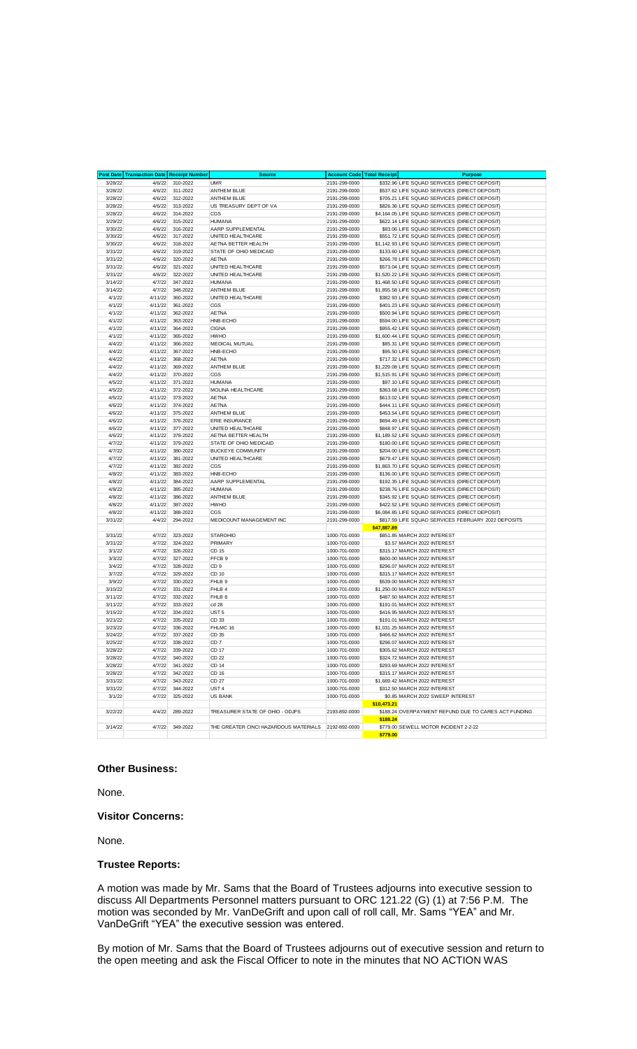| Post Date | Transaction Date | Receipt Number | Source | Account Code | Total Receipt | Purpose |
|---|---|---|---|---|---|---|
| 3/28/22 | 4/6/22 | 310-2022 | UMR | 2191-299-0000 | $332.96 | LIFE SQUAD SERVICES (DIRECT DEPOSIT) |
| 3/28/22 | 4/6/22 | 311-2022 | ANTHEM BLUE | 2191-299-0000 | $537.62 | LIFE SQUAD SERVICES (DIRECT DEPOSIT) |
| 3/28/22 | 4/6/22 | 312-2022 | ANTHEM BLUE | 2191-299-0000 | $705.21 | LIFE SQUAD SERVICES (DIRECT DEPOSIT) |
| 3/28/22 | 4/6/22 | 313-2022 | US TREASURY DEPT OF VA | 2191-299-0000 | $826.36 | LIFE SQUAD SERVICES (DIRECT DEPOSIT) |
| 3/28/22 | 4/6/22 | 314-2022 | CGS | 2191-299-0000 | $4,164.05 | LIFE SQUAD SERVICES (DIRECT DEPOSIT) |
| 3/29/22 | 4/6/22 | 315-2022 | HUMANA | 2191-299-0000 | $622.14 | LIFE SQUAD SERVICES (DIRECT DEPOSIT) |
| 3/30/22 | 4/6/22 | 316-2022 | AARP SUPPLEMENTAL | 2191-299-0000 | $83.06 | LIFE SQUAD SERVICES (DIRECT DEPOSIT) |
| 3/30/22 | 4/6/22 | 317-2022 | UNITED HEALTHCARE | 2191-299-0000 | $551.72 | LIFE SQUAD SERVICES (DIRECT DEPOSIT) |
| 3/30/22 | 4/6/22 | 318-2022 | AETNA BETTER HEALTH | 2191-299-0000 | $1,142.93 | LIFE SQUAD SERVICES (DIRECT DEPOSIT) |
| 3/31/22 | 4/6/22 | 319-2022 | STATE OF OHIO MEDICAID | 2191-299-0000 | $133.60 | LIFE SQUAD SERVICES (DIRECT DEPOSIT) |
| 3/31/22 | 4/6/22 | 320-2022 | AETNA | 2191-299-0000 | $266.78 | LIFE SQUAD SERVICES (DIRECT DEPOSIT) |
| 3/31/22 | 4/6/22 | 321-2022 | UNITED HEALTHCARE | 2191-299-0000 | $573.04 | LIFE SQUAD SERVICES (DIRECT DEPOSIT) |
| 3/31/22 | 4/6/22 | 322-2022 | UNITED HEALTHCARE | 2191-299-0000 | $1,520.22 | LIFE SQUAD SERVICES (DIRECT DEPOSIT) |
| 3/14/22 | 4/7/22 | 347-2022 | HUMANA | 2191-299-0000 | $1,468.50 | LIFE SQUAD SERVICES (DIRECT DEPOSIT) |
| 3/14/22 | 4/7/22 | 348-2022 | ANTHEM BLUE | 2191-299-0000 | $1,855.58 | LIFE SQUAD SERVICES (DIRECT DEPOSIT) |
| 4/1/22 | 4/11/22 | 360-2022 | UNITED HEALTHCARE | 2191-299-0000 | $382.93 | LIFE SQUAD SERVICES (DIRECT DEPOSIT) |
| 4/1/22 | 4/11/22 | 361-2022 | CGS | 2191-299-0000 | $401.23 | LIFE SQUAD SERVICES (DIRECT DEPOSIT) |
| 4/1/22 | 4/11/22 | 362-2022 | AETNA | 2191-299-0000 | $500.94 | LIFE SQUAD SERVICES (DIRECT DEPOSIT) |
| 4/1/22 | 4/11/22 | 363-2022 | HNB-ECHO | 2191-299-0000 | $594.00 | LIFE SQUAD SERVICES (DIRECT DEPOSIT) |
| 4/1/22 | 4/11/22 | 364-2022 | CIGNA | 2191-299-0000 | $955.42 | LIFE SQUAD SERVICES (DIRECT DEPOSIT) |
| 4/1/22 | 4/11/22 | 365-2022 | HWHO | 2191-299-0000 | $1,600.44 | LIFE SQUAD SERVICES (DIRECT DEPOSIT) |
| 4/4/22 | 4/11/22 | 366-2022 | MEDICAL MUTUAL | 2191-299-0000 | $85.31 | LIFE SQUAD SERVICES (DIRECT DEPOSIT) |
| 4/4/22 | 4/11/22 | 367-2022 | HNB-ECHO | 2191-299-0000 | $95.50 | LIFE SQUAD SERVICES (DIRECT DEPOSIT) |
| 4/4/22 | 4/11/22 | 368-2022 | AETNA | 2191-299-0000 | $717.32 | LIFE SQUAD SERVICES (DIRECT DEPOSIT) |
| 4/4/22 | 4/11/22 | 369-2022 | ANTHEM BLUE | 2191-299-0000 | $1,229.08 | LIFE SQUAD SERVICES (DIRECT DEPOSIT) |
| 4/4/22 | 4/11/22 | 370-2022 | CGS | 2191-299-0000 | $1,515.91 | LIFE SQUAD SERVICES (DIRECT DEPOSIT) |
| 4/5/22 | 4/11/22 | 371-2022 | HUMANA | 2191-299-0000 | $97.10 | LIFE SQUAD SERVICES (DIRECT DEPOSIT) |
| 4/5/22 | 4/11/22 | 372-2022 | MOLINA HEALTHCARE | 2191-299-0000 | $363.68 | LIFE SQUAD SERVICES (DIRECT DEPOSIT) |
| 4/5/22 | 4/11/22 | 373-2022 | AETNA | 2191-299-0000 | $613.02 | LIFE SQUAD SERVICES (DIRECT DEPOSIT) |
| 4/6/22 | 4/11/22 | 374-2022 | AETNA | 2191-299-0000 | $444.11 | LIFE SQUAD SERVICES (DIRECT DEPOSIT) |
| 4/6/22 | 4/11/22 | 375-2022 | ANTHEM BLUE | 2191-299-0000 | $453.54 | LIFE SQUAD SERVICES (DIRECT DEPOSIT) |
| 4/6/22 | 4/11/22 | 376-2022 | ERIE INSURANCE | 2191-299-0000 | $694.49 | LIFE SQUAD SERVICES (DIRECT DEPOSIT) |
| 4/6/22 | 4/11/22 | 377-2022 | UNITED HEALTHCARE | 2191-299-0000 | $848.97 | LIFE SQUAD SERVICES (DIRECT DEPOSIT) |
| 4/6/22 | 4/11/22 | 378-2022 | AETNA BETTER HEALTH | 2191-299-0000 | $1,189.52 | LIFE SQUAD SERVICES (DIRECT DEPOSIT) |
| 4/7/22 | 4/11/22 | 379-2022 | STATE OF OHIO MEDICAID | 2191-299-0000 | $180.00 | LIFE SQUAD SERVICES (DIRECT DEPOSIT) |
| 4/7/22 | 4/11/22 | 380-2022 | BUCKEYE COMMUNITY | 2191-299-0000 | $204.00 | LIFE SQUAD SERVICES (DIRECT DEPOSIT) |
| 4/7/22 | 4/11/22 | 381-2022 | UNITED HEALTHCARE | 2191-299-0000 | $679.47 | LIFE SQUAD SERVICES (DIRECT DEPOSIT) |
| 4/7/22 | 4/11/22 | 382-2022 | CGS | 2191-299-0000 | $1,863.70 | LIFE SQUAD SERVICES (DIRECT DEPOSIT) |
| 4/8/22 | 4/11/22 | 383-2022 | HNB-ECHO | 2191-299-0000 | $136.00 | LIFE SQUAD SERVICES (DIRECT DEPOSIT) |
| 4/8/22 | 4/11/22 | 384-2022 | AARP SUPPLEMENTAL | 2191-299-0000 | $192.35 | LIFE SQUAD SERVICES (DIRECT DEPOSIT) |
| 4/8/22 | 4/11/22 | 385-2022 | HUMANA | 2191-299-0000 | $238.76 | LIFE SQUAD SERVICES (DIRECT DEPOSIT) |
| 4/8/22 | 4/11/22 | 386-2022 | ANTHEM BLUE | 2191-299-0000 | $345.92 | LIFE SQUAD SERVICES (DIRECT DEPOSIT) |
| 4/8/22 | 4/11/22 | 387-2022 | HWHO | 2191-299-0000 | $422.52 | LIFE SQUAD SERVICES (DIRECT DEPOSIT) |
| 4/8/22 | 4/11/22 | 388-2022 | CGS | 2191-299-0000 | $6,084.85 | LIFE SQUAD SERVICES (DIRECT DEPOSIT) |
| 3/31/22 | 4/4/22 | 294-2022 | MEDICOUNT MANAGEMENT INC | 2191-299-0000 | $817.59 | LIFE SQUAD SERVICES FEBRUARY 2022 DEPOSITS |
| | | | | | **$47,887.89** | |
| 3/31/22 | 4/7/22 | 323-2022 | STAROHIO | 1000-701-0000 | $851.85 | MARCH 2022 INTEREST |
| 3/31/22 | 4/7/22 | 324-2022 | PRIMARY | 1000-701-0000 | $3.57 | MARCH 2022 INTEREST |
| 3/1/22 | 4/7/22 | 326-2022 | CD 15 | 1000-701-0000 | $315.17 | MARCH 2022 INTEREST |
| 3/3/22 | 4/7/22 | 327-2022 | FFCB 9 | 1000-701-0000 | $600.00 | MARCH 2022 INTEREST |
| 3/4/22 | 4/7/22 | 328-2022 | CD 9 | 1000-701-0000 | $296.07 | MARCH 2022 INTEREST |
| 3/7/22 | 4/7/22 | 329-2022 | CD 10 | 1000-701-0000 | $315.17 | MARCH 2022 INTEREST |
| 3/9/22 | 4/7/22 | 330-2022 | FHLB 9 | 1000-701-0000 | $539.00 | MARCH 2022 INTEREST |
| 3/10/22 | 4/7/22 | 331-2022 | FHLB 4 | 1000-701-0000 | $1,250.00 | MARCH 2022 INTEREST |
| 3/11/22 | 4/7/22 | 332-2022 | FHLB 8 | 1000-701-0000 | $487.50 | MARCH 2022 INTEREST |
| 3/11/22 | 4/7/22 | 333-2022 | cd 28 | 1000-701-0000 | $191.01 | MARCH 2022 INTEREST |
| 3/15/22 | 4/7/22 | 334-2022 | UST 5 | 1000-701-0000 | $416.95 | MARCH 2022 INTEREST |
| 3/21/22 | 4/7/22 | 335-2022 | CD 33 | 1000-701-0000 | $191.01 | MARCH 2022 INTEREST |
| 3/23/22 | 4/7/22 | 336-2022 | FHLMC 16 | 1000-701-0000 | $1,031.25 | MARCH 2022 INTEREST |
| 3/24/22 | 4/7/22 | 337-2022 | CD 35 | 1000-701-0000 | $466.62 | MARCH 2022 INTEREST |
| 3/25/22 | 4/7/22 | 338-2022 | CD 7 | 1000-701-0000 | $296.07 | MARCH 2022 INTEREST |
| 3/28/22 | 4/7/22 | 339-2022 | CD 17 | 1000-701-0000 | $305.62 | MARCH 2022 INTEREST |
| 3/28/22 | 4/7/22 | 340-2022 | CD 22 | 1000-701-0000 | $324.72 | MARCH 2022 INTEREST |
| 3/28/22 | 4/7/22 | 341-2022 | CD 14 | 1000-701-0000 | $293.69 | MARCH 2022 INTEREST |
| 3/28/22 | 4/7/22 | 342-2022 | CD 16 | 1000-701-0000 | $315.17 | MARCH 2022 INTEREST |
| 3/31/22 | 4/7/22 | 343-2022 | CD 27 | 1000-701-0000 | $1,669.42 | MARCH 2022 INTEREST |
| 3/31/22 | 4/7/22 | 344-2022 | UST 4 | 1000-701-0000 | $312.50 | MARCH 2022 INTEREST |
| 3/1/22 | 4/7/22 | 325-2022 | US BANK | 1000-701-0000 | $0.85 | MARCH 2022 SWEEP INTEREST |
| | | | | | **$10,473.21** | |
| 3/22/22 | 4/4/22 | 289-2022 | TREASURER STATE OF OHIO - ODJFS | 2193-892-0000 | $188.24 | OVERPAYMENT REFUND DUE TO CARES ACT FUNDING |
| | | | | | **$188.24** | |
| 3/14/22 | 4/7/22 | 349-2022 | THE GREATER CINCI HAZARDOUS MATERIALS | 2192-892-0000 | $779.00 | SEWELL MOTOR INCIDENT 2-2-22 |
| | | | | | **$779.00** | |

### Other Business:

None.

### Visitor Concerns:

None.

### Trustee Reports:

A motion was made by Mr. Sams that the Board of Trustees adjourns into executive session to discuss All Departments Personnel matters pursuant to ORC 121.22 (G) (1) at 7:56 P.M. The motion was seconded by Mr. VanDeGrift and upon call of roll call, Mr. Sams "YEA" and Mr. VanDeGrift "YEA" the executive session was entered.

By motion of Mr. Sams that the Board of Trustees adjourns out of executive session and return to the open meeting and ask the Fiscal Officer to note in the minutes that NO ACTION WAS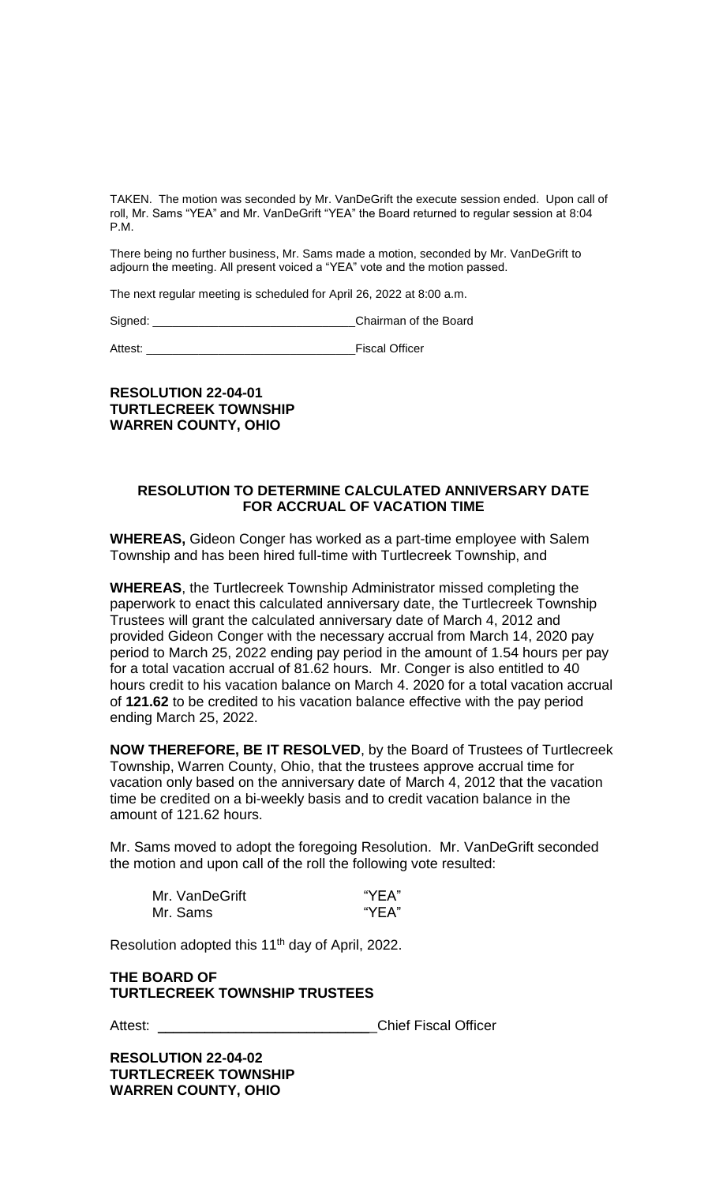TAKEN. The motion was seconded by Mr. VanDeGrift the execute session ended. Upon call of roll, Mr. Sams "YEA" and Mr. VanDeGrift "YEA" the Board returned to regular session at 8:04 P.M.

There being no further business, Mr. Sams made a motion, seconded by Mr. VanDeGrift to adjourn the meeting. All present voiced a "YEA" vote and the motion passed.

The next regular meeting is scheduled for April 26, 2022 at 8:00 a.m.

Signed: ______________________________ Chairman of the Board

Attest: ______________________________ Fiscal Officer

**RESOLUTION 22-04-01**
**TURTLECREEK TOWNSHIP**
**WARREN COUNTY, OHIO**

**RESOLUTION TO DETERMINE CALCULATED ANNIVERSARY DATE FOR ACCRUAL OF VACATION TIME**

**WHEREAS,** Gideon Conger has worked as a part-time employee with Salem Township and has been hired full-time with Turtlecreek Township, and

**WHEREAS**, the Turtlecreek Township Administrator missed completing the paperwork to enact this calculated anniversary date, the Turtlecreek Township Trustees will grant the calculated anniversary date of March 4, 2012 and provided Gideon Conger with the necessary accrual from March 14, 2020 pay period to March 25, 2022 ending pay period in the amount of 1.54 hours per pay for a total vacation accrual of 81.62 hours. Mr. Conger is also entitled to 40 hours credit to his vacation balance on March 4. 2020 for a total vacation accrual of **121.62** to be credited to his vacation balance effective with the pay period ending March 25, 2022.

**NOW THEREFORE, BE IT RESOLVED**, by the Board of Trustees of Turtlecreek Township, Warren County, Ohio, that the trustees approve accrual time for vacation only based on the anniversary date of March 4, 2012 that the vacation time be credited on a bi-weekly basis and to credit vacation balance in the amount of 121.62 hours.

Mr. Sams moved to adopt the foregoing Resolution. Mr. VanDeGrift seconded the motion and upon call of the roll the following vote resulted:

| | |
|---|---|
| Mr. VanDeGrift | "YEA" |
| Mr. Sams | "YEA" |

Resolution adopted this 11th day of April, 2022.

**THE BOARD OF**
**TURTLECREEK TOWNSHIP TRUSTEES**

Attest: ______________________________ Chief Fiscal Officer

**RESOLUTION 22-04-02**
**TURTLECREEK TOWNSHIP**
**WARREN COUNTY, OHIO**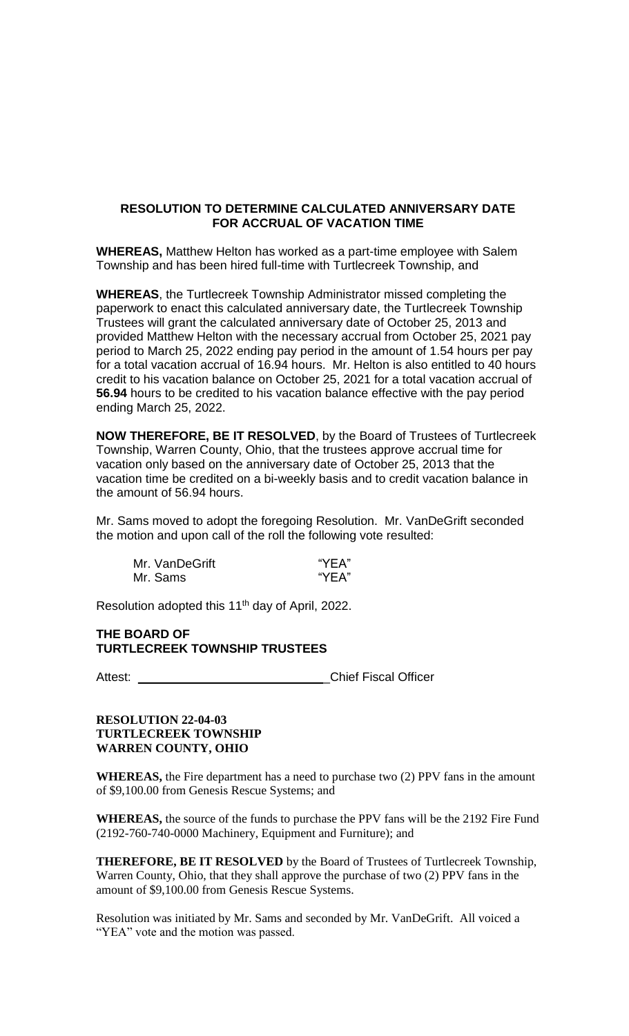## RESOLUTION TO DETERMINE CALCULATED ANNIVERSARY DATE FOR ACCRUAL OF VACATION TIME

**WHEREAS,** Matthew Helton has worked as a part-time employee with Salem Township and has been hired full-time with Turtlecreek Township, and

**WHEREAS**, the Turtlecreek Township Administrator missed completing the paperwork to enact this calculated anniversary date, the Turtlecreek Township Trustees will grant the calculated anniversary date of October 25, 2013 and provided Matthew Helton with the necessary accrual from October 25, 2021 pay period to March 25, 2022 ending pay period in the amount of 1.54 hours per pay for a total vacation accrual of 16.94 hours. Mr. Helton is also entitled to 40 hours credit to his vacation balance on October 25, 2021 for a total vacation accrual of **56.94** hours to be credited to his vacation balance effective with the pay period ending March 25, 2022.

**NOW THEREFORE, BE IT RESOLVED**, by the Board of Trustees of Turtlecreek Township, Warren County, Ohio, that the trustees approve accrual time for vacation only based on the anniversary date of October 25, 2013 that the vacation time be credited on a bi-weekly basis and to credit vacation balance in the amount of 56.94 hours.

Mr. Sams moved to adopt the foregoing Resolution. Mr. VanDeGrift seconded the motion and upon call of the roll the following vote resulted:

| | |
|---|---|
| Mr. VanDeGrift | "YEA" |
| Mr. Sams | "YEA" |

Resolution adopted this 11th day of April, 2022.

**THE BOARD OF TURTLECREEK TOWNSHIP TRUSTEES**

Attest: ______________________________ Chief Fiscal Officer

**RESOLUTION 22-04-03**
**TURTLECREEK TOWNSHIP**
**WARREN COUNTY, OHIO**

**WHEREAS,** the Fire department has a need to purchase two (2) PPV fans in the amount of $9,100.00 from Genesis Rescue Systems; and

**WHEREAS,** the source of the funds to purchase the PPV fans will be the 2192 Fire Fund (2192-760-740-0000 Machinery, Equipment and Furniture); and

**THEREFORE, BE IT RESOLVED** by the Board of Trustees of Turtlecreek Township, Warren County, Ohio, that they shall approve the purchase of two (2) PPV fans in the amount of $9,100.00 from Genesis Rescue Systems.

Resolution was initiated by Mr. Sams and seconded by Mr. VanDeGrift. All voiced a "YEA" vote and the motion was passed.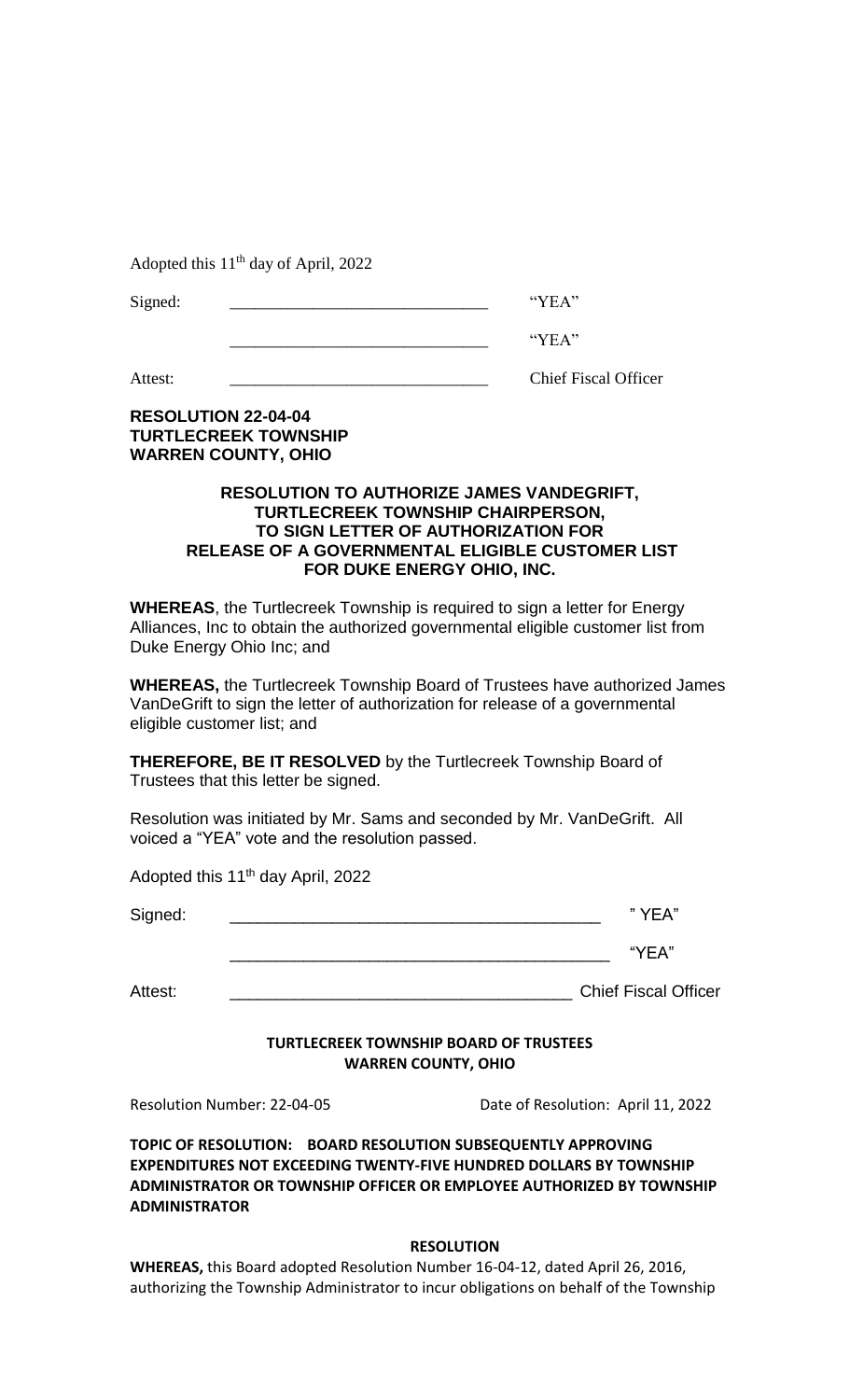Adopted this 11th day of April, 2022

Signed: ______________________________ "YEA"

______________________________ "YEA"

Attest: ______________________________ Chief Fiscal Officer

**RESOLUTION 22-04-04**
**TURTLECREEK TOWNSHIP**
**WARREN COUNTY, OHIO**

**RESOLUTION TO AUTHORIZE JAMES VANDEGRIFT, TURTLECREEK TOWNSHIP CHAIRPERSON, TO SIGN LETTER OF AUTHORIZATION FOR RELEASE OF A GOVERNMENTAL ELIGIBLE CUSTOMER LIST FOR DUKE ENERGY OHIO, INC.**

**WHEREAS**, the Turtlecreek Township is required to sign a letter for Energy Alliances, Inc to obtain the authorized governmental eligible customer list from Duke Energy Ohio Inc; and

**WHEREAS,** the Turtlecreek Township Board of Trustees have authorized James VanDeGrift to sign the letter of authorization for release of a governmental eligible customer list; and

**THEREFORE, BE IT RESOLVED** by the Turtlecreek Township Board of Trustees that this letter be signed.

Resolution was initiated by Mr. Sams and seconded by Mr. VanDeGrift. All voiced a "YEA" vote and the resolution passed.

Adopted this 11th day April, 2022

Signed: ________________________________________ " YEA"

________________________________________ "YEA"

Attest: ____________________________________ Chief Fiscal Officer

**TURTLECREEK TOWNSHIP BOARD OF TRUSTEES**
**WARREN COUNTY, OHIO**

Resolution Number: 22-04-05 Date of Resolution: April 11, 2022

**TOPIC OF RESOLUTION: BOARD RESOLUTION SUBSEQUENTLY APPROVING EXPENDITURES NOT EXCEEDING TWENTY-FIVE HUNDRED DOLLARS BY TOWNSHIP ADMINISTRATOR OR TOWNSHIP OFFICER OR EMPLOYEE AUTHORIZED BY TOWNSHIP ADMINISTRATOR**

**RESOLUTION**

**WHEREAS,** this Board adopted Resolution Number 16-04-12, dated April 26, 2016, authorizing the Township Administrator to incur obligations on behalf of the Township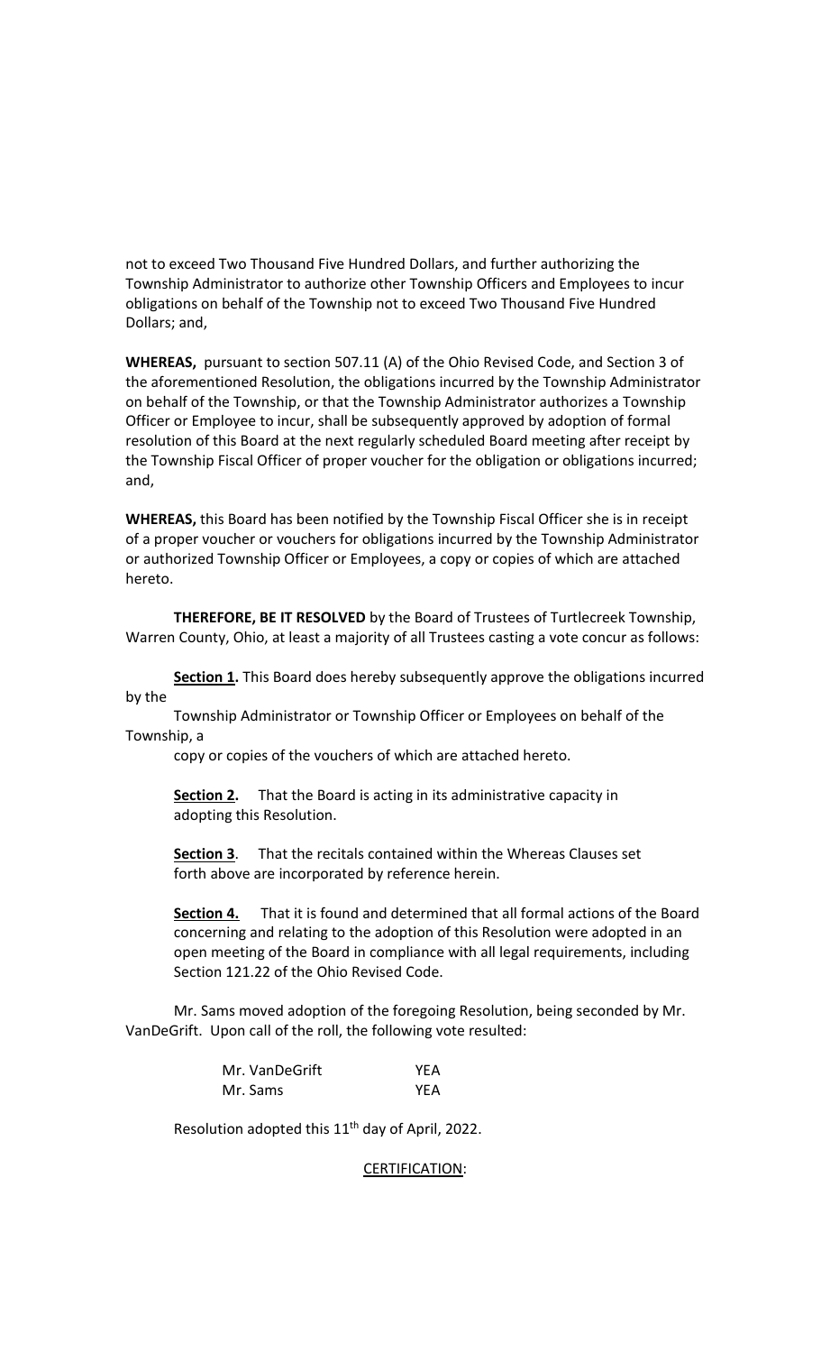not to exceed Two Thousand Five Hundred Dollars, and further authorizing the Township Administrator to authorize other Township Officers and Employees to incur obligations on behalf of the Township not to exceed Two Thousand Five Hundred Dollars; and,

**WHEREAS,** pursuant to section 507.11 (A) of the Ohio Revised Code, and Section 3 of the aforementioned Resolution, the obligations incurred by the Township Administrator on behalf of the Township, or that the Township Administrator authorizes a Township Officer or Employee to incur, shall be subsequently approved by adoption of formal resolution of this Board at the next regularly scheduled Board meeting after receipt by the Township Fiscal Officer of proper voucher for the obligation or obligations incurred; and,

**WHEREAS,** this Board has been notified by the Township Fiscal Officer she is in receipt of a proper voucher or vouchers for obligations incurred by the Township Administrator or authorized Township Officer or Employees, a copy or copies of which are attached hereto.

**THEREFORE, BE IT RESOLVED** by the Board of Trustees of Turtlecreek Township, Warren County, Ohio, at least a majority of all Trustees casting a vote concur as follows:

**Section 1.** This Board does hereby subsequently approve the obligations incurred by the Township Administrator or Township Officer or Employees on behalf of the Township, a copy or copies of the vouchers of which are attached hereto.

**Section 2.** That the Board is acting in its administrative capacity in adopting this Resolution.

**Section 3**. That the recitals contained within the Whereas Clauses set forth above are incorporated by reference herein.

**Section 4.** That it is found and determined that all formal actions of the Board concerning and relating to the adoption of this Resolution were adopted in an open meeting of the Board in compliance with all legal requirements, including Section 121.22 of the Ohio Revised Code.

Mr. Sams moved adoption of the foregoing Resolution, being seconded by Mr. VanDeGrift. Upon call of the roll, the following vote resulted:

| | |
|---|---|
| Mr. VanDeGrift | YEA |
| Mr. Sams | YEA |

Resolution adopted this 11th day of April, 2022.

CERTIFICATION: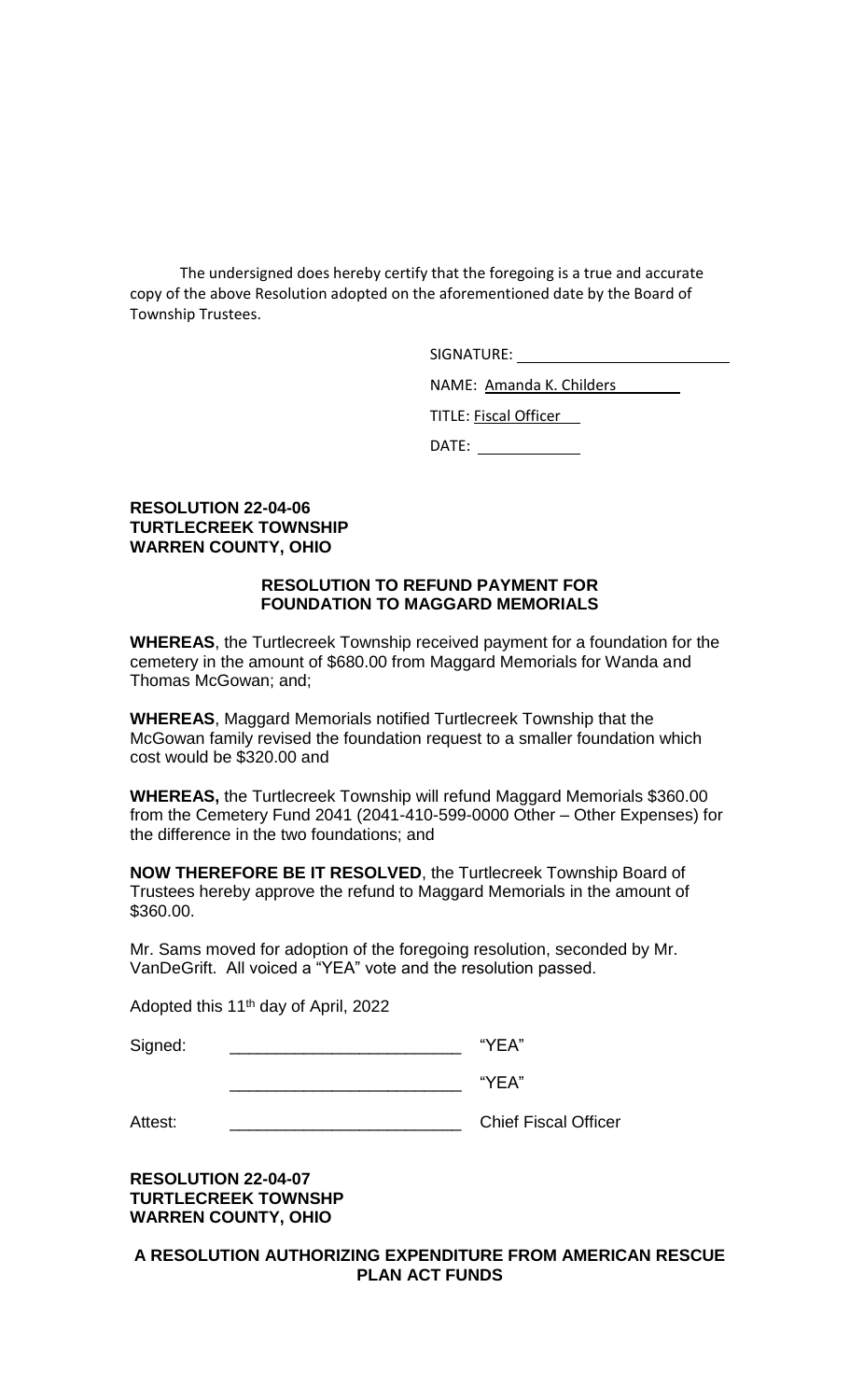The undersigned does hereby certify that the foregoing is a true and accurate copy of the above Resolution adopted on the aforementioned date by the Board of Township Trustees.

SIGNATURE: ______________________

NAME: Amanda K. Childers

TITLE: Fiscal Officer

DATE: ____________

**RESOLUTION 22-04-06**
**TURTLECREEK TOWNSHIP**
**WARREN COUNTY, OHIO**

**RESOLUTION TO REFUND PAYMENT FOR FOUNDATION TO MAGGARD MEMORIALS**

**WHEREAS**, the Turtlecreek Township received payment for a foundation for the cemetery in the amount of $680.00 from Maggard Memorials for Wanda and Thomas McGowan; and;

**WHEREAS**, Maggard Memorials notified Turtlecreek Township that the McGowan family revised the foundation request to a smaller foundation which cost would be $320.00 and

**WHEREAS,** the Turtlecreek Township will refund Maggard Memorials $360.00 from the Cemetery Fund 2041 (2041-410-599-0000 Other – Other Expenses) for the difference in the two foundations; and

**NOW THEREFORE BE IT RESOLVED**, the Turtlecreek Township Board of Trustees hereby approve the refund to Maggard Memorials in the amount of $360.00.

Mr. Sams moved for adoption of the foregoing resolution, seconded by Mr. VanDeGrift. All voiced a "YEA" vote and the resolution passed.

Adopted this 11th day of April, 2022

Signed: ________________________ "YEA"

________________________ "YEA"

Attest: ________________________ Chief Fiscal Officer

**RESOLUTION 22-04-07**
**TURTLECREEK TOWNSHP**
**WARREN COUNTY, OHIO**

**A RESOLUTION AUTHORIZING EXPENDITURE FROM AMERICAN RESCUE PLAN ACT FUNDS**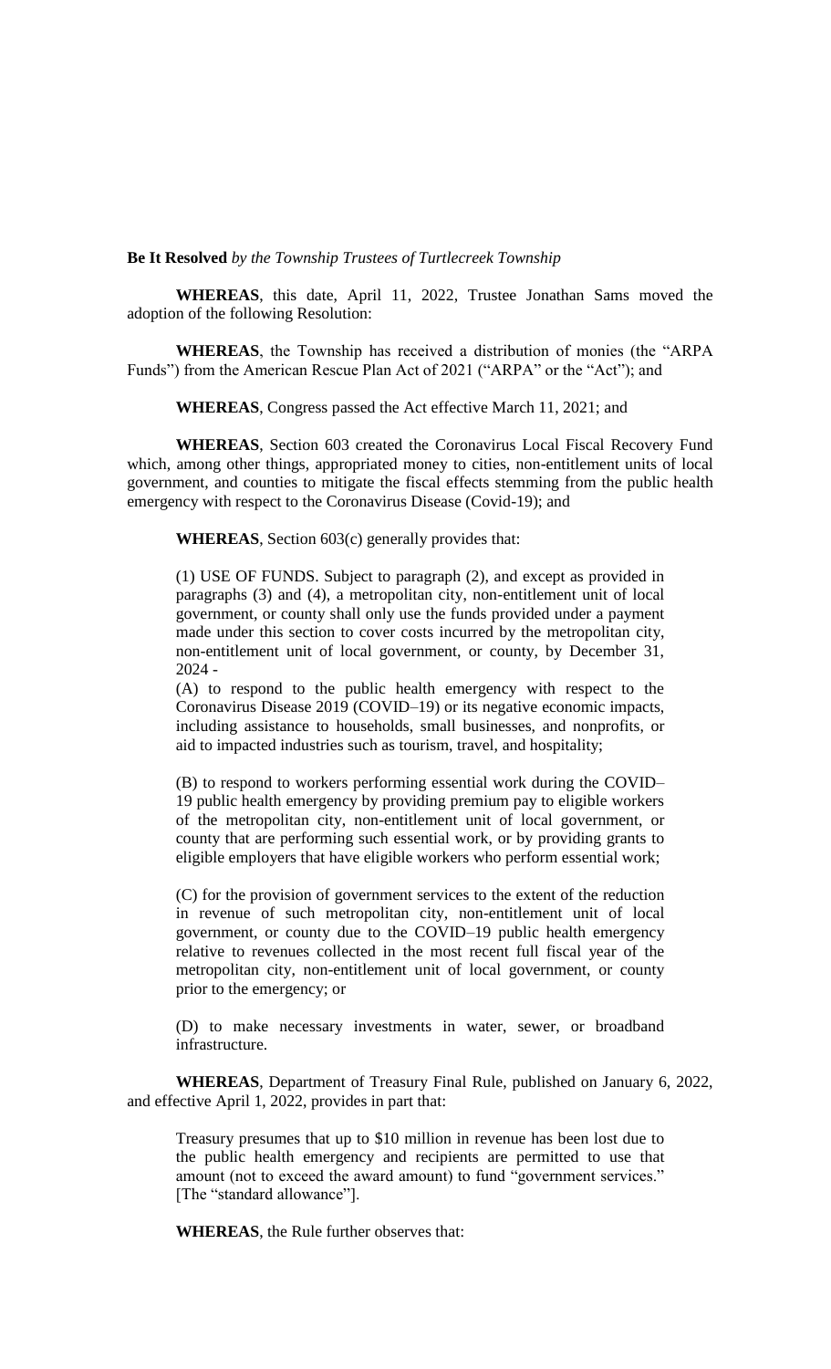**Be It Resolved** *by the Township Trustees of Turtlecreek Township*

**WHEREAS**, this date, April 11, 2022, Trustee Jonathan Sams moved the adoption of the following Resolution:

**WHEREAS**, the Township has received a distribution of monies (the "ARPA Funds") from the American Rescue Plan Act of 2021 ("ARPA" or the "Act"); and

**WHEREAS**, Congress passed the Act effective March 11, 2021; and

**WHEREAS**, Section 603 created the Coronavirus Local Fiscal Recovery Fund which, among other things, appropriated money to cities, non-entitlement units of local government, and counties to mitigate the fiscal effects stemming from the public health emergency with respect to the Coronavirus Disease (Covid-19); and

**WHEREAS**, Section 603(c) generally provides that:

> (1) USE OF FUNDS. Subject to paragraph (2), and except as provided in paragraphs (3) and (4), a metropolitan city, non-entitlement unit of local government, or county shall only use the funds provided under a payment made under this section to cover costs incurred by the metropolitan city, non-entitlement unit of local government, or county, by December 31, 2024 -
>
> (A) to respond to the public health emergency with respect to the Coronavirus Disease 2019 (COVID–19) or its negative economic impacts, including assistance to households, small businesses, and nonprofits, or aid to impacted industries such as tourism, travel, and hospitality;
>
> (B) to respond to workers performing essential work during the COVID–19 public health emergency by providing premium pay to eligible workers of the metropolitan city, non-entitlement unit of local government, or county that are performing such essential work, or by providing grants to eligible employers that have eligible workers who perform essential work;
>
> (C) for the provision of government services to the extent of the reduction in revenue of such metropolitan city, non-entitlement unit of local government, or county due to the COVID–19 public health emergency relative to revenues collected in the most recent full fiscal year of the metropolitan city, non-entitlement unit of local government, or county prior to the emergency; or
>
> (D) to make necessary investments in water, sewer, or broadband infrastructure.

**WHEREAS**, Department of Treasury Final Rule, published on January 6, 2022, and effective April 1, 2022, provides in part that:

> Treasury presumes that up to $10 million in revenue has been lost due to the public health emergency and recipients are permitted to use that amount (not to exceed the award amount) to fund "government services." [The "standard allowance"].

**WHEREAS**, the Rule further observes that: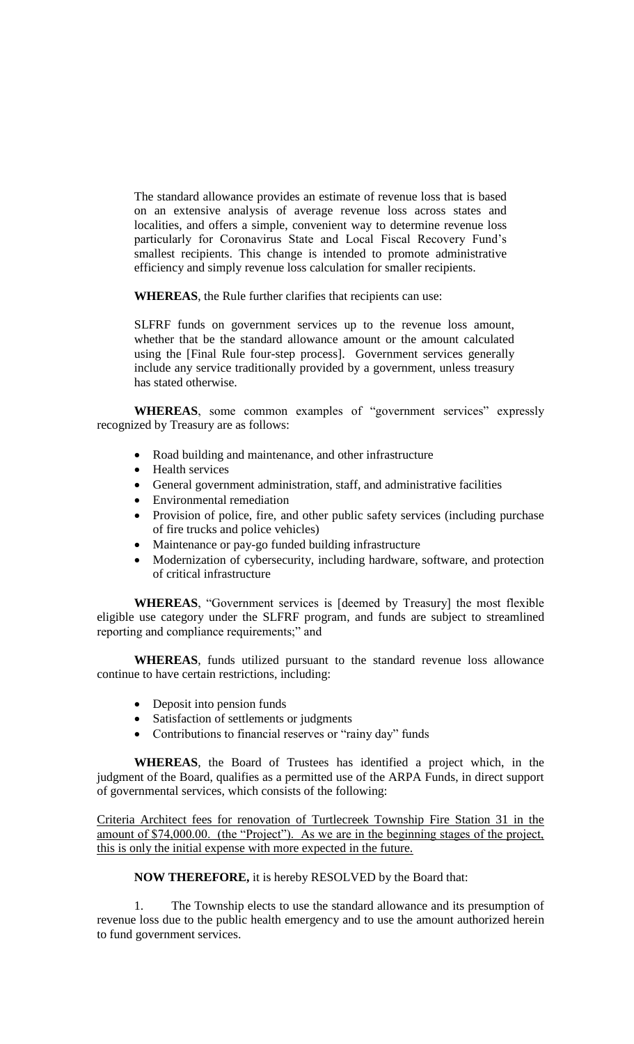The standard allowance provides an estimate of revenue loss that is based on an extensive analysis of average revenue loss across states and localities, and offers a simple, convenient way to determine revenue loss particularly for Coronavirus State and Local Fiscal Recovery Fund's smallest recipients. This change is intended to promote administrative efficiency and simply revenue loss calculation for smaller recipients.

**WHEREAS**, the Rule further clarifies that recipients can use:

SLFRF funds on government services up to the revenue loss amount, whether that be the standard allowance amount or the amount calculated using the [Final Rule four-step process]. Government services generally include any service traditionally provided by a government, unless treasury has stated otherwise.

**WHEREAS**, some common examples of "government services" expressly recognized by Treasury are as follows:

- Road building and maintenance, and other infrastructure
- Health services
- General government administration, staff, and administrative facilities
- Environmental remediation
- Provision of police, fire, and other public safety services (including purchase of fire trucks and police vehicles)
- Maintenance or pay-go funded building infrastructure
- Modernization of cybersecurity, including hardware, software, and protection of critical infrastructure

**WHEREAS**, "Government services is [deemed by Treasury] the most flexible eligible use category under the SLFRF program, and funds are subject to streamlined reporting and compliance requirements;" and

**WHEREAS**, funds utilized pursuant to the standard revenue loss allowance continue to have certain restrictions, including:

- Deposit into pension funds
- Satisfaction of settlements or judgments
- Contributions to financial reserves or "rainy day" funds

**WHEREAS**, the Board of Trustees has identified a project which, in the judgment of the Board, qualifies as a permitted use of the ARPA Funds, in direct support of governmental services, which consists of the following:

Criteria Architect fees for renovation of Turtlecreek Township Fire Station 31 in the amount of $74,000.00. (the "Project"). As we are in the beginning stages of the project, this is only the initial expense with more expected in the future.

**NOW THEREFORE,** it is hereby RESOLVED by the Board that:

1. The Township elects to use the standard allowance and its presumption of revenue loss due to the public health emergency and to use the amount authorized herein to fund government services.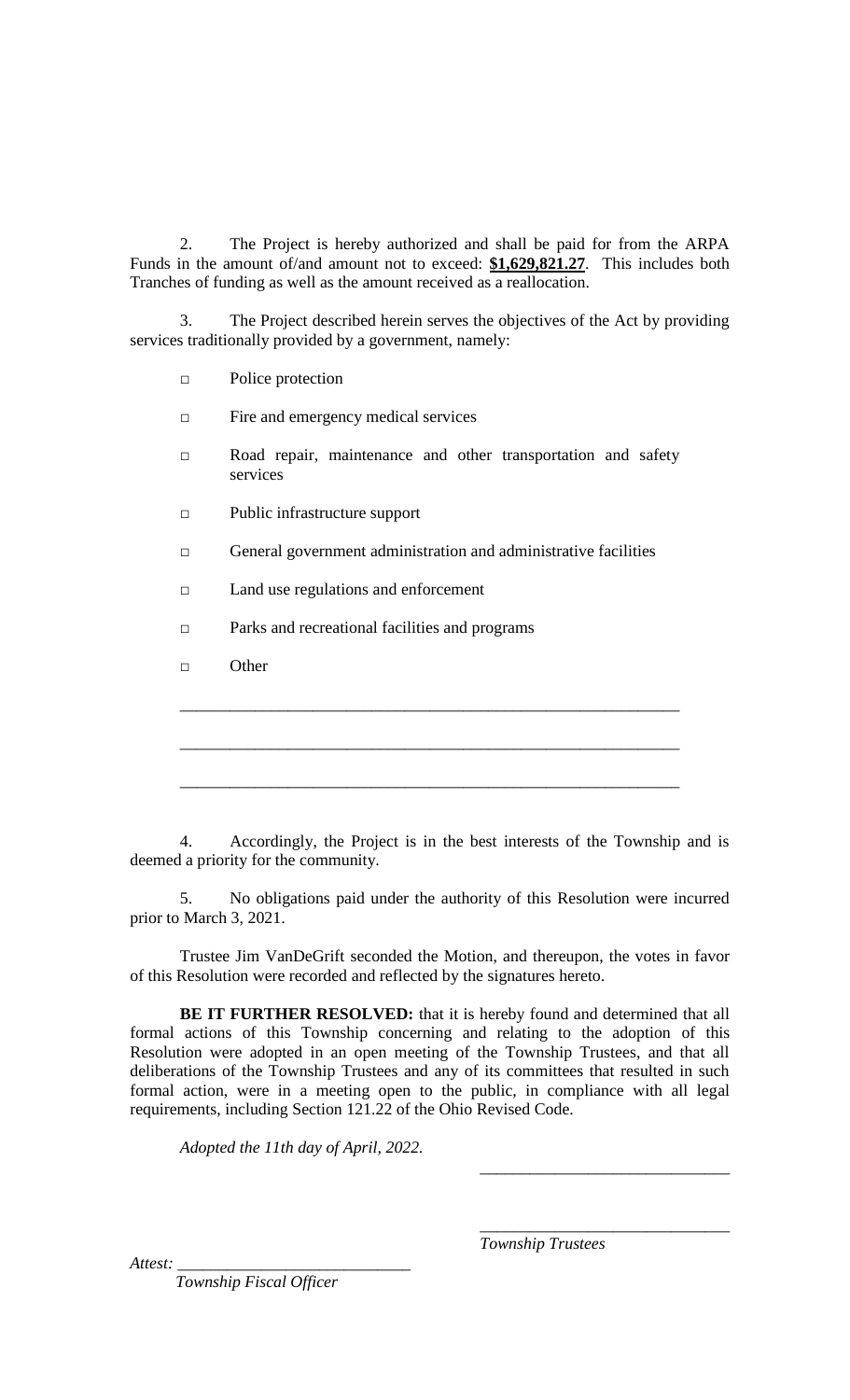2. The Project is hereby authorized and shall be paid for from the ARPA Funds in the amount of/and amount not to exceed: **$1,629,821.27**. This includes both Tranches of funding as well as the amount received as a reallocation.

3. The Project described herein serves the objectives of the Act by providing services traditionally provided by a government, namely:

- □ Police protection
- □ Fire and emergency medical services
- □ Road repair, maintenance and other transportation and safety services
- □ Public infrastructure support
- □ General government administration and administrative facilities
- □ Land use regulations and enforcement
- □ Parks and recreational facilities and programs
- □ Other

_______________________________________________________________

_______________________________________________________________

_______________________________________________________________

4. Accordingly, the Project is in the best interests of the Township and is deemed a priority for the community.

5. No obligations paid under the authority of this Resolution were incurred prior to March 3, 2021.

Trustee Jim VanDeGrift seconded the Motion, and thereupon, the votes in favor of this Resolution were recorded and reflected by the signatures hereto.

**BE IT FURTHER RESOLVED:** that it is hereby found and determined that all formal actions of this Township concerning and relating to the adoption of this Resolution were adopted in an open meeting of the Township Trustees, and that all deliberations of the Township Trustees and any of its committees that resulted in such formal action, were in a meeting open to the public, in compliance with all legal requirements, including Section 121.22 of the Ohio Revised Code.

*Adopted the 11th day of April, 2022.*

______________________________

______________________________

*Township Trustees*

*Attest:* ____________________________

*Township Fiscal Officer*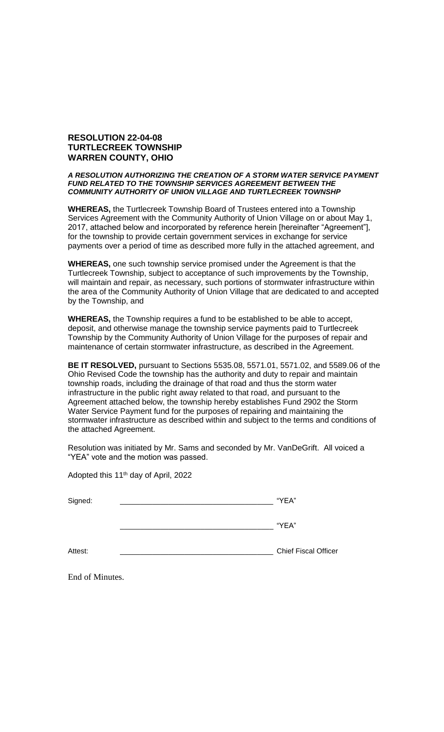**RESOLUTION 22-04-08**
**TURTLECREEK TOWNSHIP**
**WARREN COUNTY, OHIO**

***A RESOLUTION AUTHORIZING THE CREATION OF A STORM WATER SERVICE PAYMENT FUND RELATED TO THE TOWNSHIP SERVICES AGREEMENT BETWEEN THE COMMUNITY AUTHORITY OF UNION VILLAGE AND TURTLECREEK TOWNSHP***

**WHEREAS,** the Turtlecreek Township Board of Trustees entered into a Township Services Agreement with the Community Authority of Union Village on or about May 1, 2017, attached below and incorporated by reference herein [hereinafter "Agreement"], for the township to provide certain government services in exchange for service payments over a period of time as described more fully in the attached agreement, and

**WHEREAS,** one such township service promised under the Agreement is that the Turtlecreek Township, subject to acceptance of such improvements by the Township, will maintain and repair, as necessary, such portions of stormwater infrastructure within the area of the Community Authority of Union Village that are dedicated to and accepted by the Township, and

**WHEREAS,** the Township requires a fund to be established to be able to accept, deposit, and otherwise manage the township service payments paid to Turtlecreek Township by the Community Authority of Union Village for the purposes of repair and maintenance of certain stormwater infrastructure, as described in the Agreement.

**BE IT RESOLVED,** pursuant to Sections 5535.08, 5571.01, 5571.02, and 5589.06 of the Ohio Revised Code the township has the authority and duty to repair and maintain township roads, including the drainage of that road and thus the storm water infrastructure in the public right away related to that road, and pursuant to the Agreement attached below, the township hereby establishes Fund 2902 the Storm Water Service Payment fund for the purposes of repairing and maintaining the stormwater infrastructure as described within and subject to the terms and conditions of the attached Agreement.

Resolution was initiated by Mr. Sams and seconded by Mr. VanDeGrift. All voiced a "YEA" vote and the motion was passed.

Adopted this 11th day of April, 2022

Signed: ______________________________ "YEA"

______________________________ "YEA"

Attest: ______________________________ Chief Fiscal Officer

End of Minutes.